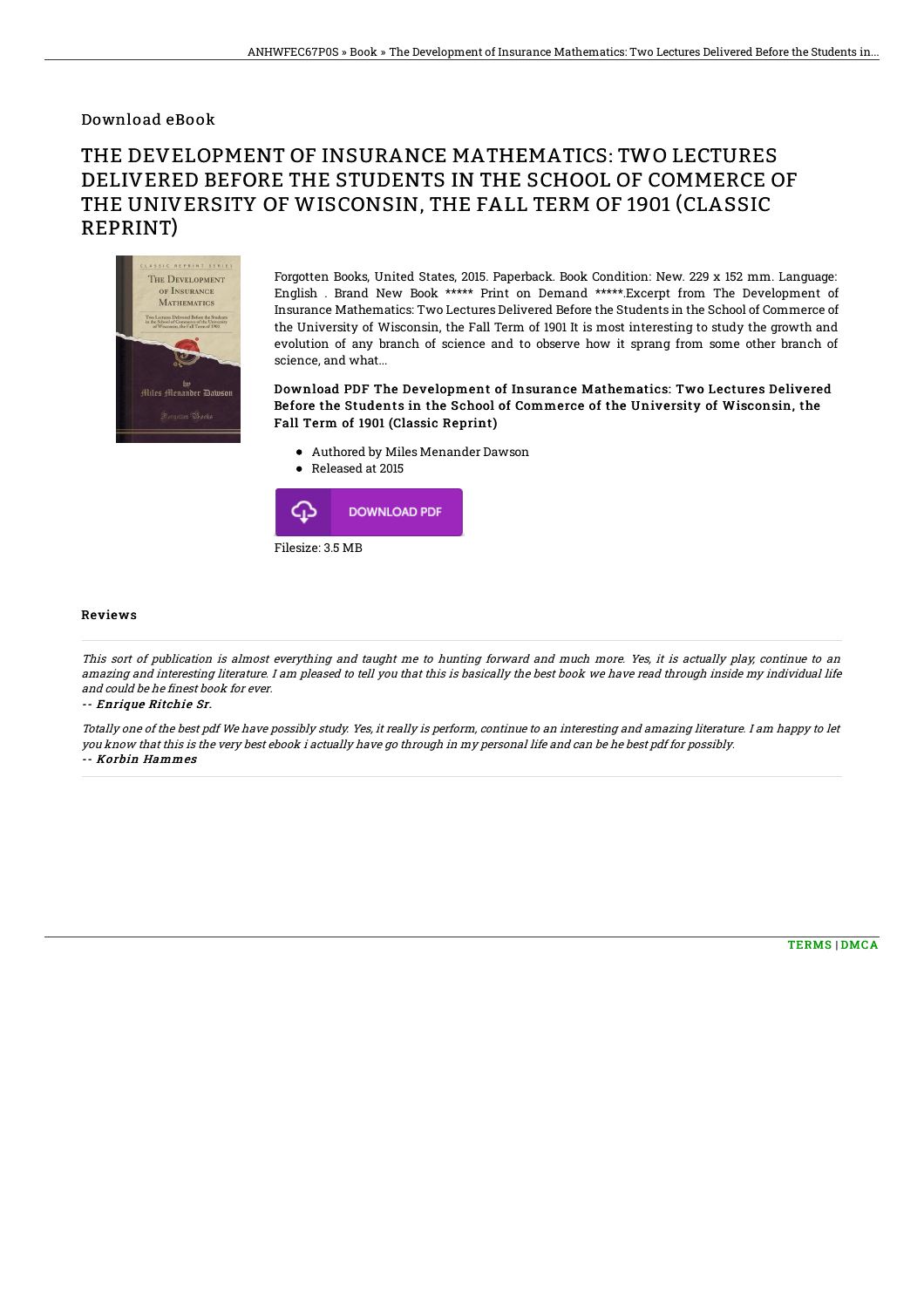Download eBook

# THE DEVELOPMENT OF INSURANCE MATHEMATICS: TWO LECTURES DELIVERED BEFORE THE STUDENTS IN THE SCHOOL OF COMMERCE OF THE UNIVERSITY OF WISCONSIN, THE FALL TERM OF 1901 (CLASSIC REPRINT)

Forgotten Books, United States, 2015. Paperback. Book Condition: New. 229 x 152 mm. Language: English . Brand New Book ***** Print on Demand *****.Excerpt from The Development of Insurance Mathematics: Two Lectures Delivered Before the Students in the School of Commerce of the University of Wisconsin, the Fall Term of 1901 It is most interesting to study the growth and evolution of any branch of science and to observe how it sprang from some other branch of science, and what...

**Download PDF The Development of Insurance Mathematics: Two Lectures Delivered Before the Students in the School of Commerce of the University of Wisconsin, the Fall Term of 1901 (Classic Reprint)**

- Authored by Miles Menander Dawson
- Released at 2015

DOWNLOAD PDF

Filesize: 3.5 MB

## Reviews

*This sort of publication is almost everything and taught me to hunting forward and much more. Yes, it is actually play, continue to an amazing and interesting literature. I am pleased to tell you that this is basically the best book we have read through inside my individual life and could be he finest book for ever.*

*-- Enrique Ritchie Sr.*

*Totally one of the best pdf We have possibly study. Yes, it really is perform, continue to an interesting and amazing literature. I am happy to let you know that this is the very best ebook i actually have go through in my personal life and can be he best pdf for possibly.*

*-- Korbin Hammes*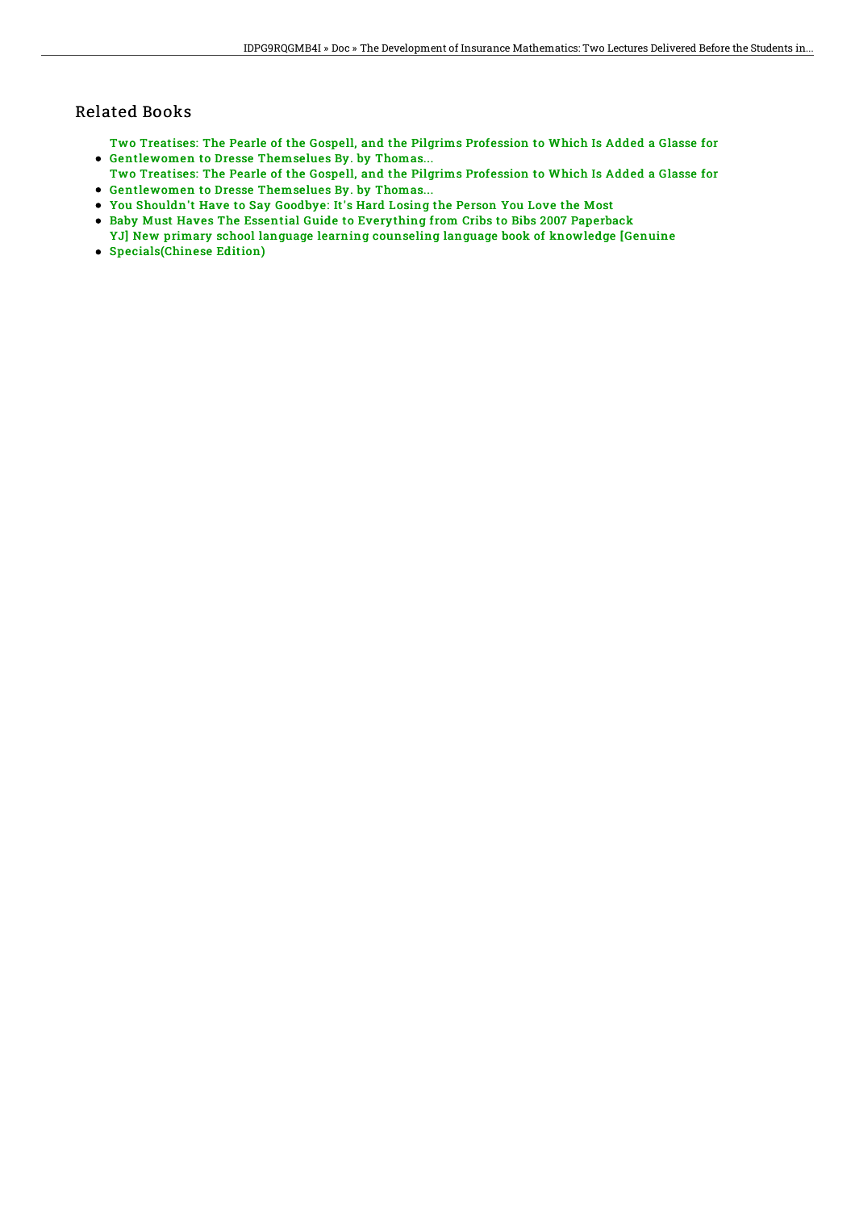## Related Books

- Two Treatises: The Pearle of the Gospell, and the Pilgrims Profession to Which Is Added a Glasse for Gentlewomen to Dresse Themselues By. by Thomas...
- Two Treatises: The Pearle of the Gospell, and the Pilgrims Profession to Which Is Added a Glasse for Gentlewomen to Dresse Themselues By. by Thomas...
- You Shouldn't Have to Say Goodbye: It's Hard Losing the Person You Love the Most
- Baby Must Haves The Essential Guide to Everything from Cribs to Bibs 2007 Paperback
- YJ] New primary school language learning counseling language book of knowledge [Genuine Specials(Chinese Edition)